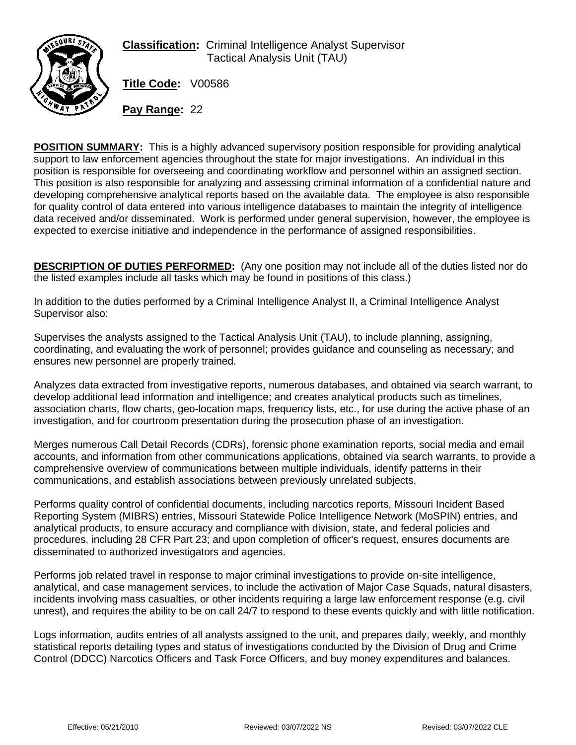**Classification:** Criminal Intelligence Analyst Supervisor
Tactical Analysis Unit (TAU)

**Title Code:** V00586

**Pay Range:** 22

**POSITION SUMMARY:** This is a highly advanced supervisory position responsible for providing analytical support to law enforcement agencies throughout the state for major investigations. An individual in this position is responsible for overseeing and coordinating workflow and personnel within an assigned section. This position is also responsible for analyzing and assessing criminal information of a confidential nature and developing comprehensive analytical reports based on the available data. The employee is also responsible for quality control of data entered into various intelligence databases to maintain the integrity of intelligence data received and/or disseminated. Work is performed under general supervision, however, the employee is expected to exercise initiative and independence in the performance of assigned responsibilities.

**DESCRIPTION OF DUTIES PERFORMED:** (Any one position may not include all of the duties listed nor do the listed examples include all tasks which may be found in positions of this class.)

In addition to the duties performed by a Criminal Intelligence Analyst II, a Criminal Intelligence Analyst Supervisor also:

Supervises the analysts assigned to the Tactical Analysis Unit (TAU), to include planning, assigning, coordinating, and evaluating the work of personnel; provides guidance and counseling as necessary; and ensures new personnel are properly trained.

Analyzes data extracted from investigative reports, numerous databases, and obtained via search warrant, to develop additional lead information and intelligence; and creates analytical products such as timelines, association charts, flow charts, geo-location maps, frequency lists, etc., for use during the active phase of an investigation, and for courtroom presentation during the prosecution phase of an investigation.

Merges numerous Call Detail Records (CDRs), forensic phone examination reports, social media and email accounts, and information from other communications applications, obtained via search warrants, to provide a comprehensive overview of communications between multiple individuals, identify patterns in their communications, and establish associations between previously unrelated subjects.

Performs quality control of confidential documents, including narcotics reports, Missouri Incident Based Reporting System (MIBRS) entries, Missouri Statewide Police Intelligence Network (MoSPIN) entries, and analytical products, to ensure accuracy and compliance with division, state, and federal policies and procedures, including 28 CFR Part 23; and upon completion of officer's request, ensures documents are disseminated to authorized investigators and agencies.

Performs job related travel in response to major criminal investigations to provide on-site intelligence, analytical, and case management services, to include the activation of Major Case Squads, natural disasters, incidents involving mass casualties, or other incidents requiring a large law enforcement response (e.g. civil unrest), and requires the ability to be on call 24/7 to respond to these events quickly and with little notification.

Logs information, audits entries of all analysts assigned to the unit, and prepares daily, weekly, and monthly statistical reports detailing types and status of investigations conducted by the Division of Drug and Crime Control (DDCC) Narcotics Officers and Task Force Officers, and buy money expenditures and balances.

Effective: 05/21/2010 Reviewed: 03/07/2022 NS Revised: 03/07/2022 CLE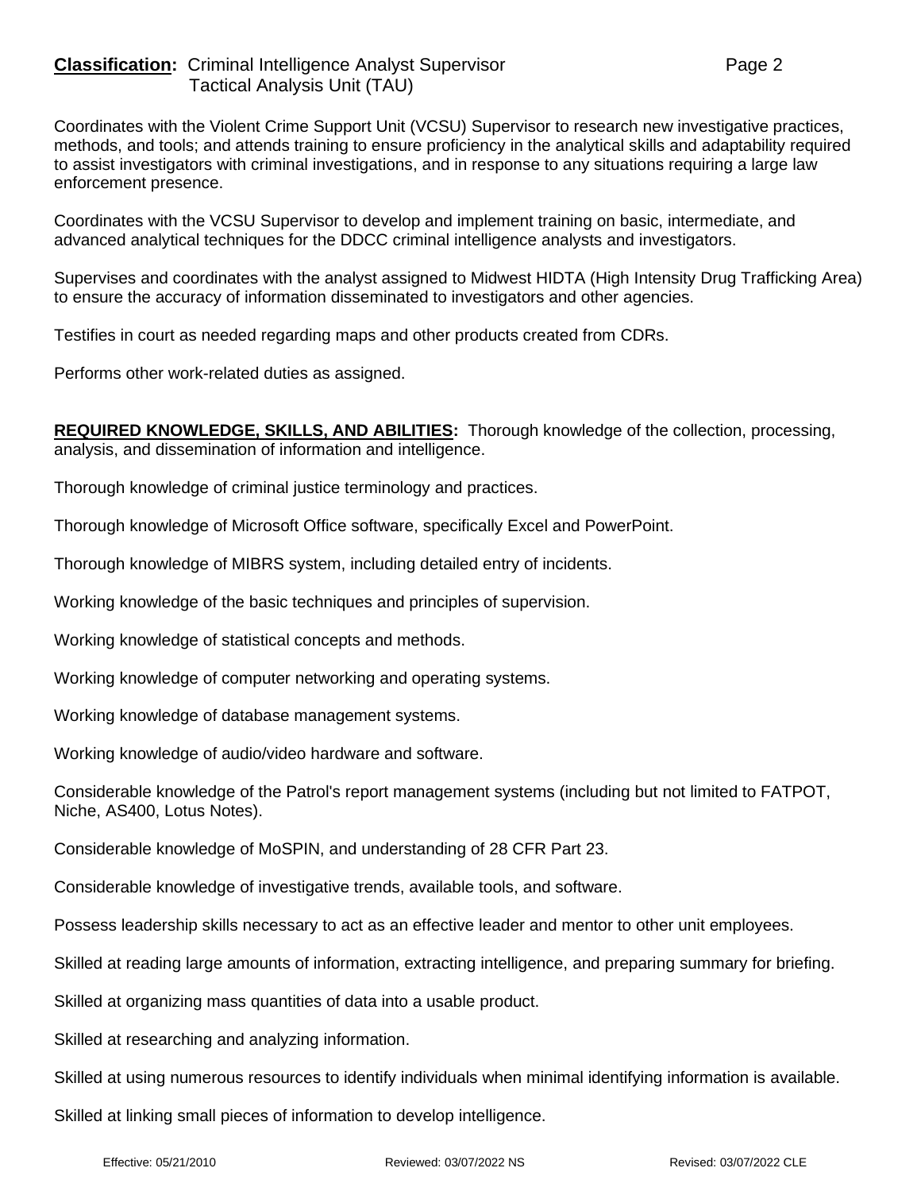Coordinates with the Violent Crime Support Unit (VCSU) Supervisor to research new investigative practices, methods, and tools; and attends training to ensure proficiency in the analytical skills and adaptability required to assist investigators with criminal investigations, and in response to any situations requiring a large law enforcement presence.

Coordinates with the VCSU Supervisor to develop and implement training on basic, intermediate, and advanced analytical techniques for the DDCC criminal intelligence analysts and investigators.

Supervises and coordinates with the analyst assigned to Midwest HIDTA (High Intensity Drug Trafficking Area) to ensure the accuracy of information disseminated to investigators and other agencies.

Testifies in court as needed regarding maps and other products created from CDRs.

Performs other work-related duties as assigned.

**REQUIRED KNOWLEDGE, SKILLS, AND ABILITIES:** Thorough knowledge of the collection, processing, analysis, and dissemination of information and intelligence.

Thorough knowledge of criminal justice terminology and practices.

Thorough knowledge of Microsoft Office software, specifically Excel and PowerPoint.

Thorough knowledge of MIBRS system, including detailed entry of incidents.

Working knowledge of the basic techniques and principles of supervision.

Working knowledge of statistical concepts and methods.

Working knowledge of computer networking and operating systems.

Working knowledge of database management systems.

Working knowledge of audio/video hardware and software.

Considerable knowledge of the Patrol's report management systems (including but not limited to FATPOT, Niche, AS400, Lotus Notes).

Considerable knowledge of MoSPIN, and understanding of 28 CFR Part 23.

Considerable knowledge of investigative trends, available tools, and software.

Possess leadership skills necessary to act as an effective leader and mentor to other unit employees.

Skilled at reading large amounts of information, extracting intelligence, and preparing summary for briefing.

Skilled at organizing mass quantities of data into a usable product.

Skilled at researching and analyzing information.

Skilled at using numerous resources to identify individuals when minimal identifying information is available.

Skilled at linking small pieces of information to develop intelligence.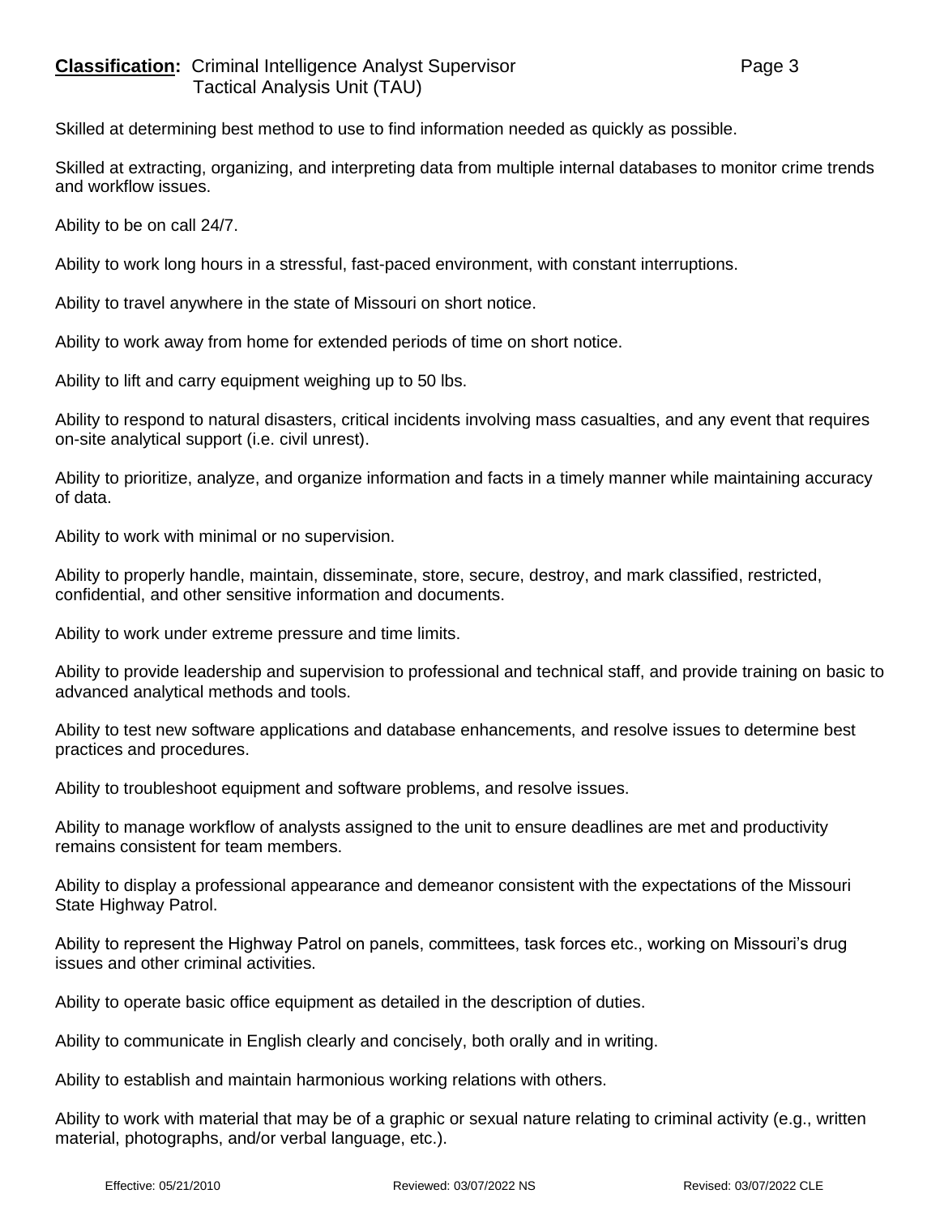Skilled at determining best method to use to find information needed as quickly as possible.

Skilled at extracting, organizing, and interpreting data from multiple internal databases to monitor crime trends and workflow issues.

Ability to be on call 24/7.

Ability to work long hours in a stressful, fast-paced environment, with constant interruptions.

Ability to travel anywhere in the state of Missouri on short notice.

Ability to work away from home for extended periods of time on short notice.

Ability to lift and carry equipment weighing up to 50 lbs.

Ability to respond to natural disasters, critical incidents involving mass casualties, and any event that requires on-site analytical support (i.e. civil unrest).

Ability to prioritize, analyze, and organize information and facts in a timely manner while maintaining accuracy of data.

Ability to work with minimal or no supervision.

Ability to properly handle, maintain, disseminate, store, secure, destroy, and mark classified, restricted, confidential, and other sensitive information and documents.

Ability to work under extreme pressure and time limits.

Ability to provide leadership and supervision to professional and technical staff, and provide training on basic to advanced analytical methods and tools.

Ability to test new software applications and database enhancements, and resolve issues to determine best practices and procedures.

Ability to troubleshoot equipment and software problems, and resolve issues.

Ability to manage workflow of analysts assigned to the unit to ensure deadlines are met and productivity remains consistent for team members.

Ability to display a professional appearance and demeanor consistent with the expectations of the Missouri State Highway Patrol.

Ability to represent the Highway Patrol on panels, committees, task forces etc., working on Missouri's drug issues and other criminal activities.

Ability to operate basic office equipment as detailed in the description of duties.

Ability to communicate in English clearly and concisely, both orally and in writing.

Ability to establish and maintain harmonious working relations with others.

Ability to work with material that may be of a graphic or sexual nature relating to criminal activity (e.g., written material, photographs, and/or verbal language, etc.).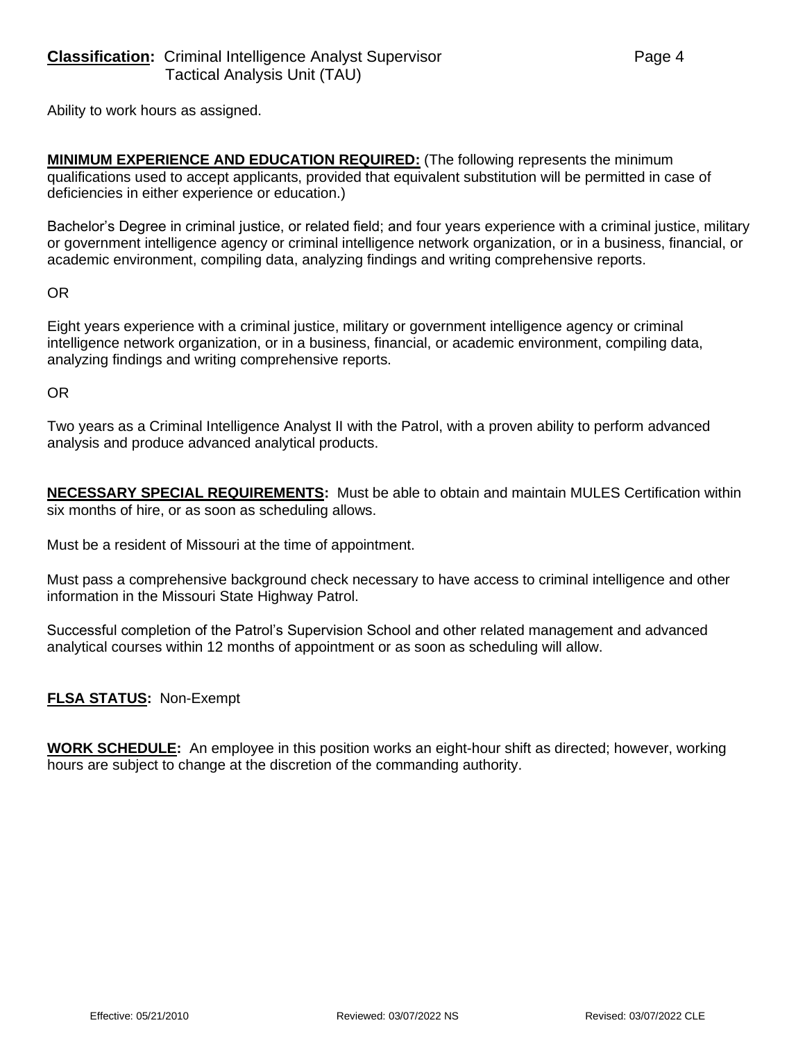Ability to work hours as assigned.

**MINIMUM EXPERIENCE AND EDUCATION REQUIRED:** (The following represents the minimum qualifications used to accept applicants, provided that equivalent substitution will be permitted in case of deficiencies in either experience or education.)

Bachelor's Degree in criminal justice, or related field; and four years experience with a criminal justice, military or government intelligence agency or criminal intelligence network organization, or in a business, financial, or academic environment, compiling data, analyzing findings and writing comprehensive reports.

OR

Eight years experience with a criminal justice, military or government intelligence agency or criminal intelligence network organization, or in a business, financial, or academic environment, compiling data, analyzing findings and writing comprehensive reports.

OR

Two years as a Criminal Intelligence Analyst II with the Patrol, with a proven ability to perform advanced analysis and produce advanced analytical products.

**NECESSARY SPECIAL REQUIREMENTS:** Must be able to obtain and maintain MULES Certification within six months of hire, or as soon as scheduling allows.

Must be a resident of Missouri at the time of appointment.

Must pass a comprehensive background check necessary to have access to criminal intelligence and other information in the Missouri State Highway Patrol.

Successful completion of the Patrol's Supervision School and other related management and advanced analytical courses within 12 months of appointment or as soon as scheduling will allow.

**FLSA STATUS:** Non-Exempt

**WORK SCHEDULE:** An employee in this position works an eight-hour shift as directed; however, working hours are subject to change at the discretion of the commanding authority.